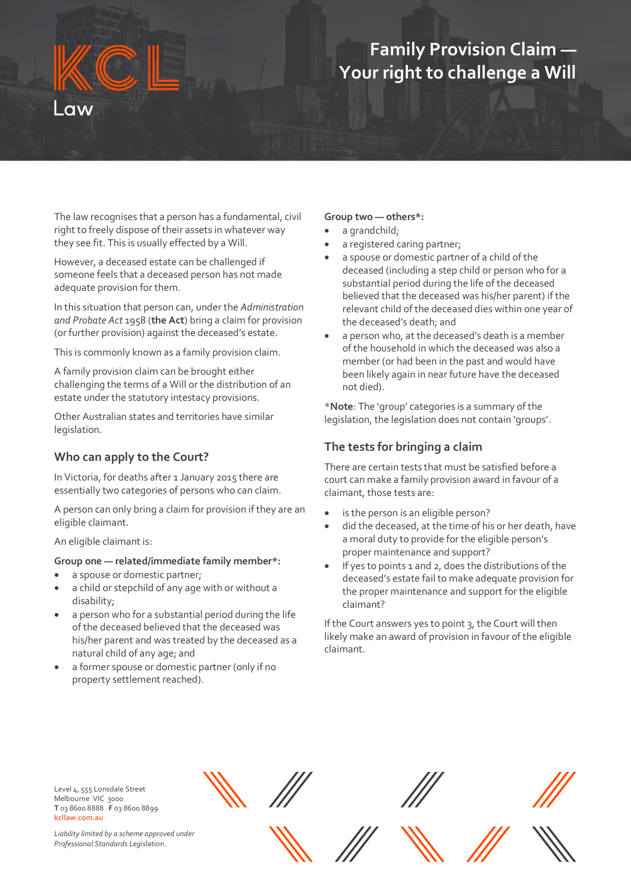KCL Law

# Family Provision Claim — Your right to challenge a Will

The law recognises that a person has a fundamental, civil right to freely dispose of their assets in whatever way they see fit. This is usually effected by a Will.

However, a deceased estate can be challenged if someone feels that a deceased person has not made adequate provision for them.

In this situation that person can, under the *Administration and Probate Act* 1958 (**the Act**) bring a claim for provision (or further provision) against the deceased's estate.

This is commonly known as a family provision claim.

A family provision claim can be brought either challenging the terms of a Will or the distribution of an estate under the statutory intestacy provisions.

Other Australian states and territories have similar legislation.

## Who can apply to the Court?

In Victoria, for deaths after 1 January 2015 there are essentially two categories of persons who can claim.

A person can only bring a claim for provision if they are an eligible claimant.

An eligible claimant is:

**Group one — related/immediate family member*:**

- a spouse or domestic partner;
- a child or stepchild of any age with or without a disability;
- a person who for a substantial period during the life of the deceased believed that the deceased was his/her parent and was treated by the deceased as a natural child of any age; and
- a former spouse or domestic partner (only if no property settlement reached).

**Group two — others*:**

- a grandchild;
- a registered caring partner;
- a spouse or domestic partner of a child of the deceased (including a step child or person who for a substantial period during the life of the deceased believed that the deceased was his/her parent) if the relevant child of the deceased dies within one year of the deceased's death; and
- a person who, at the deceased's death is a member of the household in which the deceased was also a member (or had been in the past and would have been likely again in near future have the deceased not died).

***Note**: The 'group' categories is a summary of the legislation, the legislation does not contain 'groups'.

## The tests for bringing a claim

There are certain tests that must be satisfied before a court can make a family provision award in favour of a claimant, those tests are:

- is the person is an eligible person?
- did the deceased, at the time of his or her death, have a moral duty to provide for the eligible person's proper maintenance and support?
- If yes to points 1 and 2, does the distributions of the deceased's estate fail to make adequate provision for the proper maintenance and support for the eligible claimant?

If the Court answers yes to point 3, the Court will then likely make an award of provision in favour of the eligible claimant.

Level 4, 555 Lonsdale Street
Melbourne VIC 3000
**T** 03 8600 8888 **F** 03 8600 8899
**kcllaw.com.au**

*Liability limited by a scheme approved under Professional Standards Legislation.*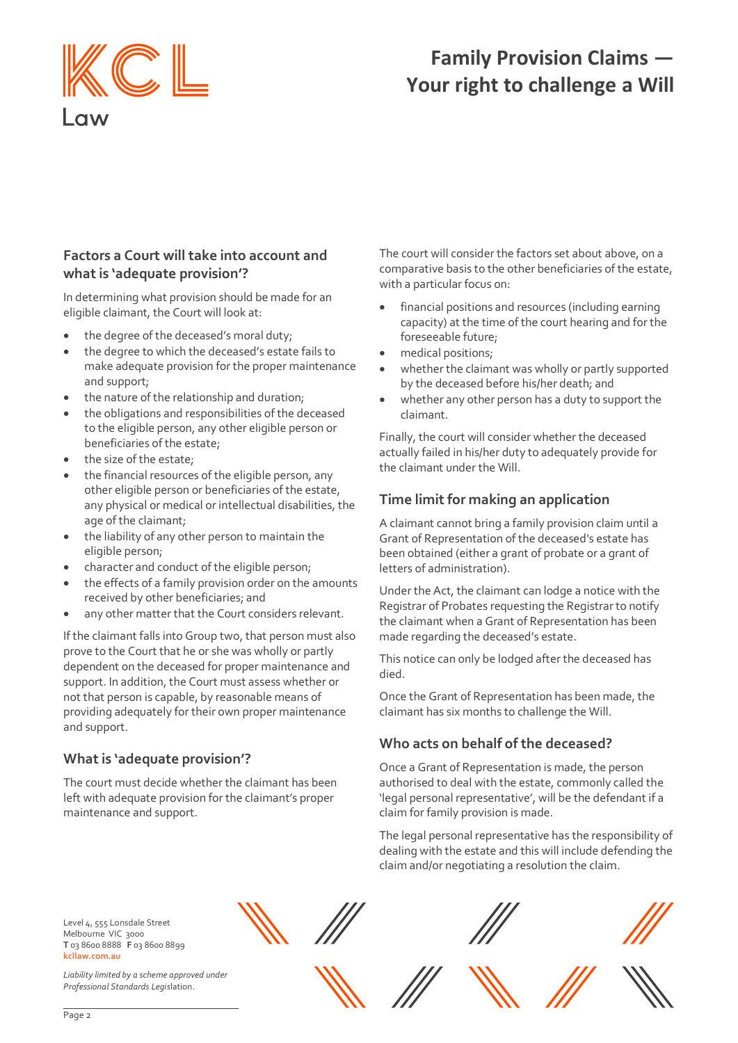### Factors a Court will take into account and what is 'adequate provision'?

In determining what provision should be made for an eligible claimant, the Court will look at:

- the degree of the deceased's moral duty;
- the degree to which the deceased's estate fails to make adequate provision for the proper maintenance and support;
- the nature of the relationship and duration;
- the obligations and responsibilities of the deceased to the eligible person, any other eligible person or beneficiaries of the estate;
- the size of the estate;
- the financial resources of the eligible person, any other eligible person or beneficiaries of the estate, any physical or medical or intellectual disabilities, the age of the claimant;
- the liability of any other person to maintain the eligible person;
- character and conduct of the eligible person;
- the effects of a family provision order on the amounts received by other beneficiaries; and
- any other matter that the Court considers relevant.

If the claimant falls into Group two, that person must also prove to the Court that he or she was wholly or partly dependent on the deceased for proper maintenance and support. In addition, the Court must assess whether or not that person is capable, by reasonable means of providing adequately for their own proper maintenance and support.

### What is 'adequate provision'?

The court must decide whether the claimant has been left with adequate provision for the claimant's proper maintenance and support.

The court will consider the factors set about above, on a comparative basis to the other beneficiaries of the estate, with a particular focus on:

- financial positions and resources (including earning capacity) at the time of the court hearing and for the foreseeable future;
- medical positions;
- whether the claimant was wholly or partly supported by the deceased before his/her death; and
- whether any other person has a duty to support the claimant.

Finally, the court will consider whether the deceased actually failed in his/her duty to adequately provide for the claimant under the Will.

### Time limit for making an application

A claimant cannot bring a family provision claim until a Grant of Representation of the deceased's estate has been obtained (either a grant of probate or a grant of letters of administration).

Under the Act, the claimant can lodge a notice with the Registrar of Probates requesting the Registrar to notify the claimant when a Grant of Representation has been made regarding the deceased's estate.

This notice can only be lodged after the deceased has died.

Once the Grant of Representation has been made, the claimant has six months to challenge the Will.

### Who acts on behalf of the deceased?

Once a Grant of Representation is made, the person authorised to deal with the estate, commonly called the 'legal personal representative', will be the defendant if a claim for family provision is made.

The legal personal representative has the responsibility of dealing with the estate and this will include defending the claim and/or negotiating a resolution the claim.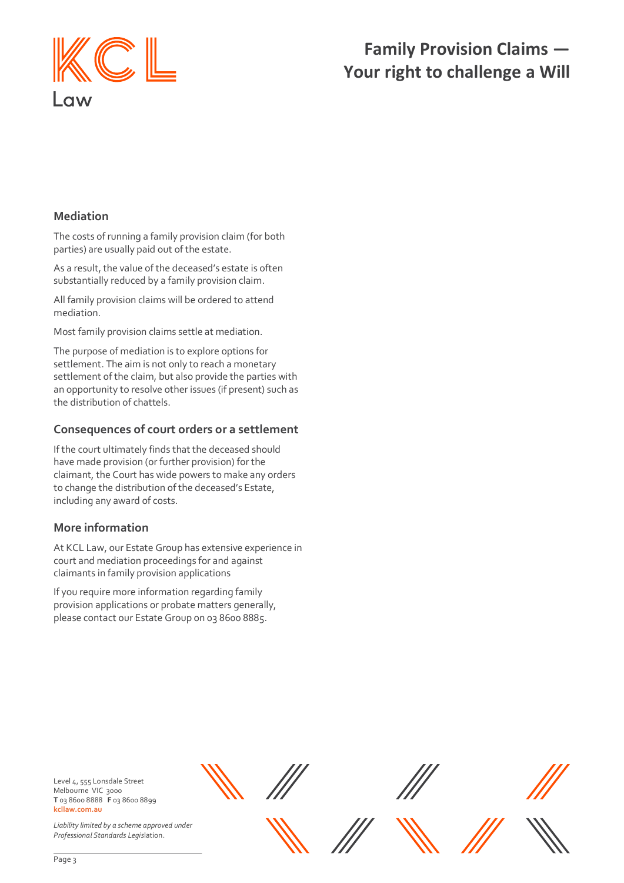## Mediation

The costs of running a family provision claim (for both parties) are usually paid out of the estate.

As a result, the value of the deceased's estate is often substantially reduced by a family provision claim.

All family provision claims will be ordered to attend mediation.

Most family provision claims settle at mediation.

The purpose of mediation is to explore options for settlement. The aim is not only to reach a monetary settlement of the claim, but also provide the parties with an opportunity to resolve other issues (if present) such as the distribution of chattels.

## Consequences of court orders or a settlement

If the court ultimately finds that the deceased should have made provision (or further provision) for the claimant, the Court has wide powers to make any orders to change the distribution of the deceased's Estate, including any award of costs.

## More information

At KCL Law, our Estate Group has extensive experience in court and mediation proceedings for and against claimants in family provision applications

If you require more information regarding family provision applications or probate matters generally, please contact our Estate Group on 03 8600 8885.

Level 4, 555 Lonsdale Street
Melbourne VIC 3000
**T** 03 8600 8888 **F** 03 8600 8899
kcllaw.com.au

*Liability limited by a scheme approved under Professional Standards Legislation.*